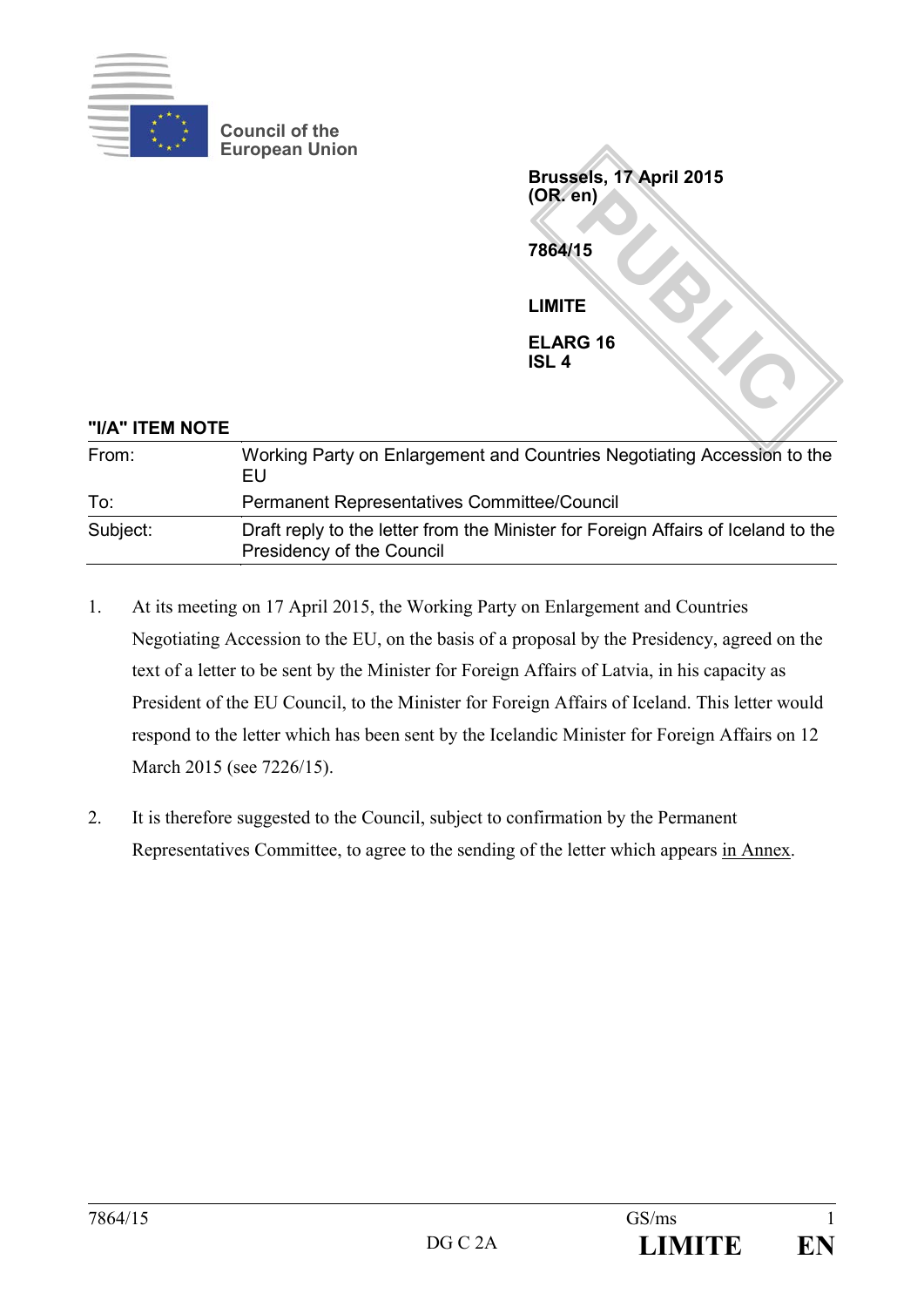Council of the European Union

**Brussels, 17 April 2015**
**(OR. en)**

**7864/15**

**LIMITE**

**ELARG 16**
**ISL 4**

PUBLIC

**"I/A" ITEM NOTE**

| | |
|---|---|
| From: | Working Party on Enlargement and Countries Negotiating Accession to the EU |
| To: | Permanent Representatives Committee/Council |
| Subject: | Draft reply to the letter from the Minister for Foreign Affairs of Iceland to the Presidency of the Council |

1. At its meeting on 17 April 2015, the Working Party on Enlargement and Countries Negotiating Accession to the EU, on the basis of a proposal by the Presidency, agreed on the text of a letter to be sent by the Minister for Foreign Affairs of Latvia, in his capacity as President of the EU Council, to the Minister for Foreign Affairs of Iceland. This letter would respond to the letter which has been sent by the Icelandic Minister for Foreign Affairs on 12 March 2015 (see 7226/15).

2. It is therefore suggested to the Council, subject to confirmation by the Permanent Representatives Committee, to agree to the sending of the letter which appears in Annex.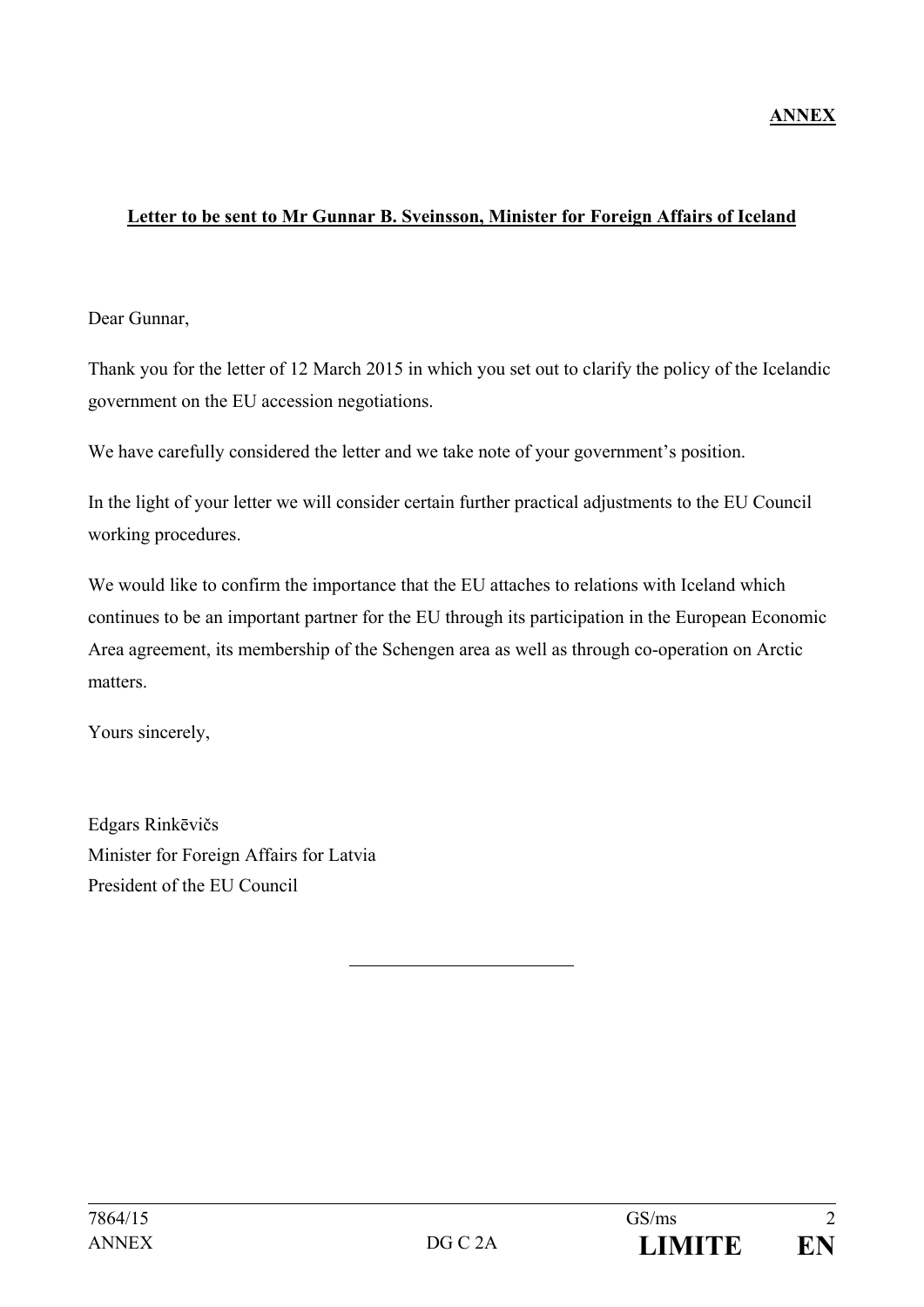**ANNEX**

**Letter to be sent to Mr Gunnar B. Sveinsson, Minister for Foreign Affairs of Iceland**

Dear Gunnar,

Thank you for the letter of 12 March 2015 in which you set out to clarify the policy of the Icelandic government on the EU accession negotiations.

We have carefully considered the letter and we take note of your government's position.

In the light of your letter we will consider certain further practical adjustments to the EU Council working procedures.

We would like to confirm the importance that the EU attaches to relations with Iceland which continues to be an important partner for the EU through its participation in the European Economic Area agreement, its membership of the Schengen area as well as through co-operation on Arctic matters.

Yours sincerely,

Edgars Rinkēvičs
Minister for Foreign Affairs for Latvia
President of the EU Council